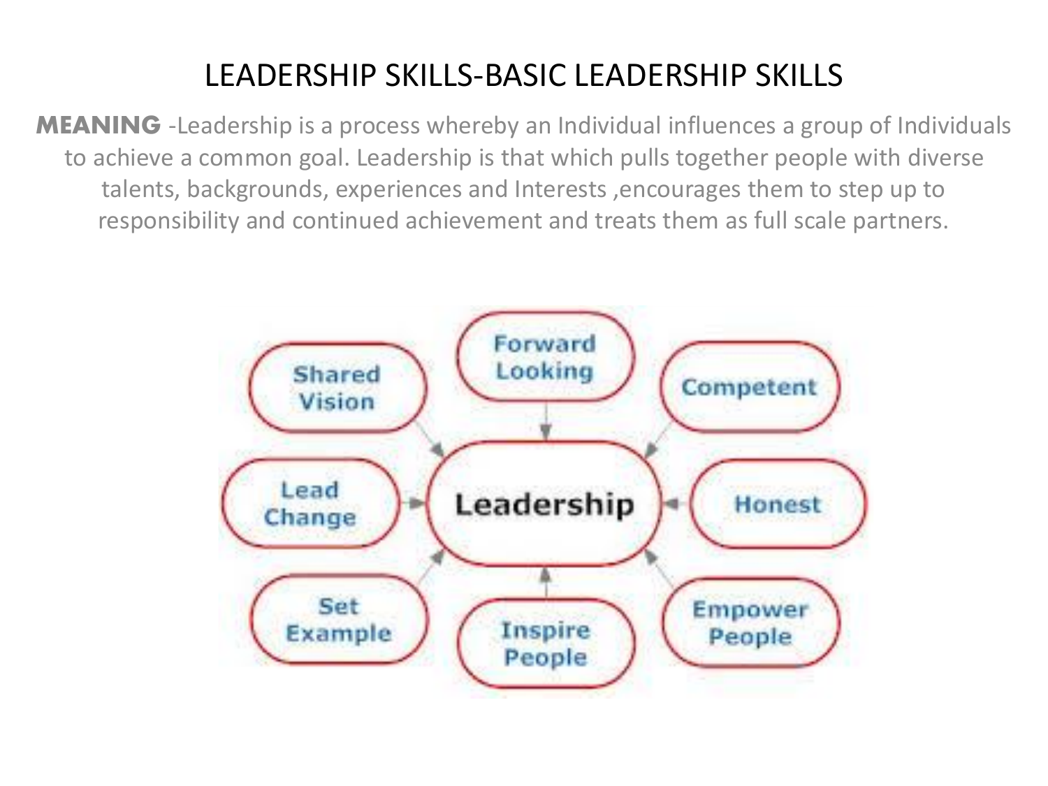# LEADERSHIP SKILLS-BASIC LEADERSHIP SKILLS

**MEANING** -Leadership is a process whereby an Individual influences a group of Individuals to achieve a common goal. Leadership is that which pulls together people with diverse talents, backgrounds, experiences and Interests ,encourages them to step up to responsibility and continued achievement and treats them as full scale partners.

**Leadership**

- Shared Vision
- Forward Looking
- Competent
- Lead Change
- Honest
- Set Example
- Inspire People
- Empower People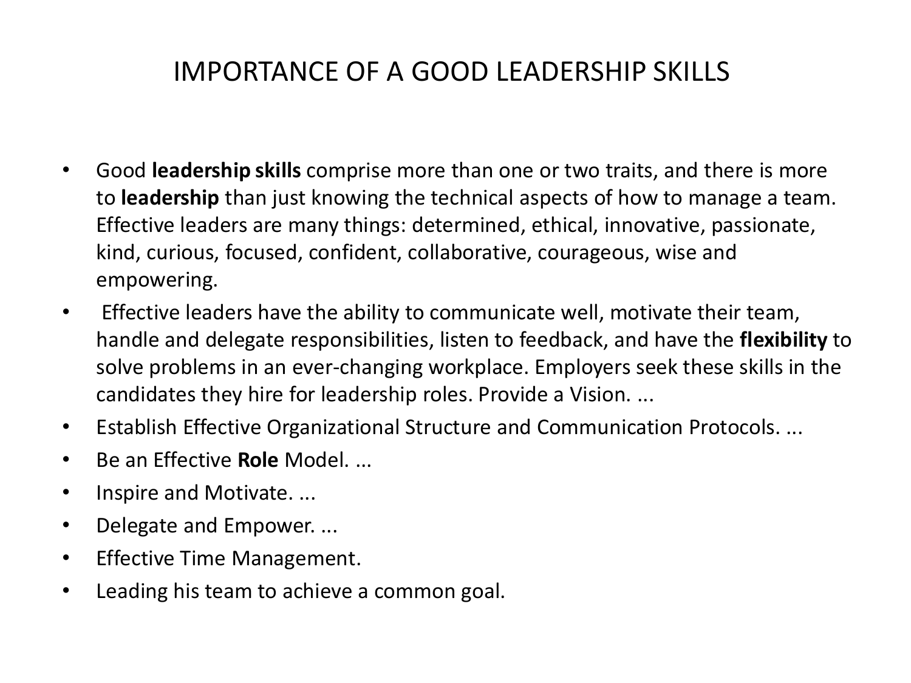# IMPORTANCE OF A GOOD LEADERSHIP SKILLS

- Good **leadership skills** comprise more than one or two traits, and there is more to **leadership** than just knowing the technical aspects of how to manage a team. Effective leaders are many things: determined, ethical, innovative, passionate, kind, curious, focused, confident, collaborative, courageous, wise and empowering.
- Effective leaders have the ability to communicate well, motivate their team, handle and delegate responsibilities, listen to feedback, and have the **flexibility** to solve problems in an ever-changing workplace. Employers seek these skills in the candidates they hire for leadership roles. Provide a Vision. ...
- Establish Effective Organizational Structure and Communication Protocols. ...
- Be an Effective **Role** Model. ...
- Inspire and Motivate. ...
- Delegate and Empower. ...
- Effective Time Management.
- Leading his team to achieve a common goal.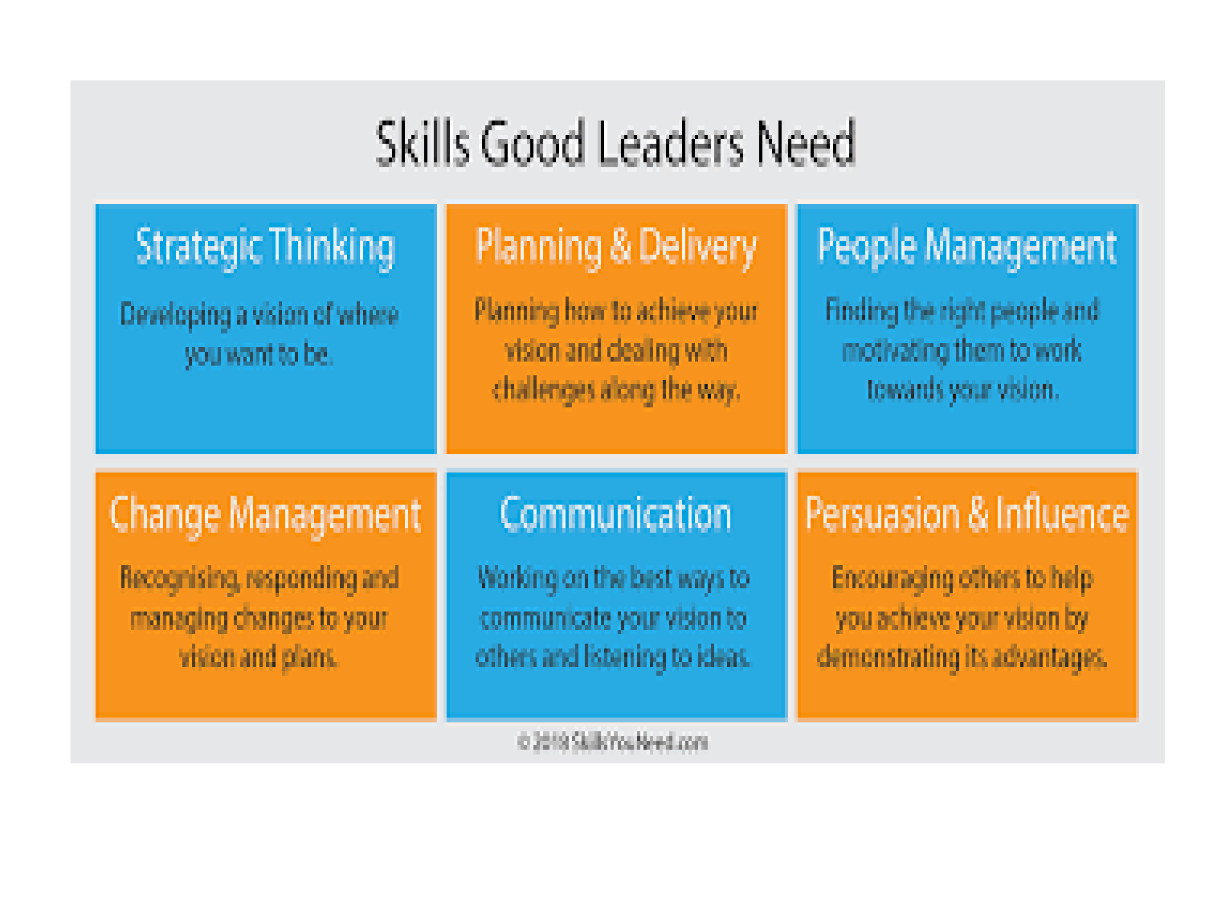# Skills Good Leaders Need

| Strategic Thinking | Planning & Delivery | People Management |
| --- | --- | --- |
| Developing a vision of where you want to be. | Planning how to achieve your vision and dealing with challenges along the way. | Finding the right people and motivating them to work towards your vision. |
| **Change Management** | **Communication** | **Persuasion & Influence** |
| Recognising, responding and managing changes to your vision and plans. | Working on the best ways to communicate your vision to others and listening to ideas. | Encouraging others to help you achieve your vision by demonstrating its advantages. |

© 2018 SkillsYouNeed.com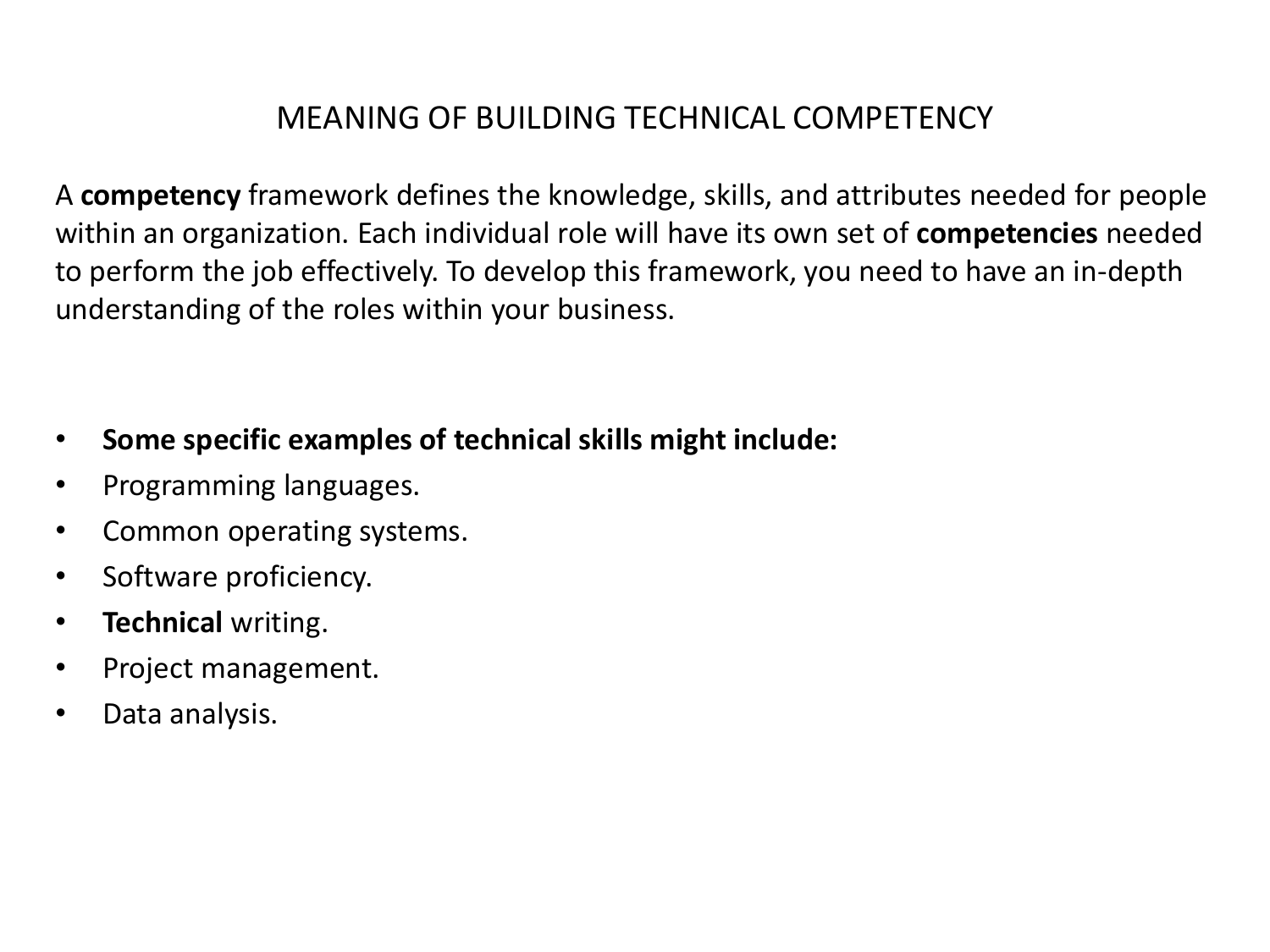# MEANING OF BUILDING TECHNICAL COMPETENCY

A **competency** framework defines the knowledge, skills, and attributes needed for people within an organization. Each individual role will have its own set of **competencies** needed to perform the job effectively. To develop this framework, you need to have an in-depth understanding of the roles within your business.

- **Some specific examples of technical skills might include:**
- Programming languages.
- Common operating systems.
- Software proficiency.
- **Technical** writing.
- Project management.
- Data analysis.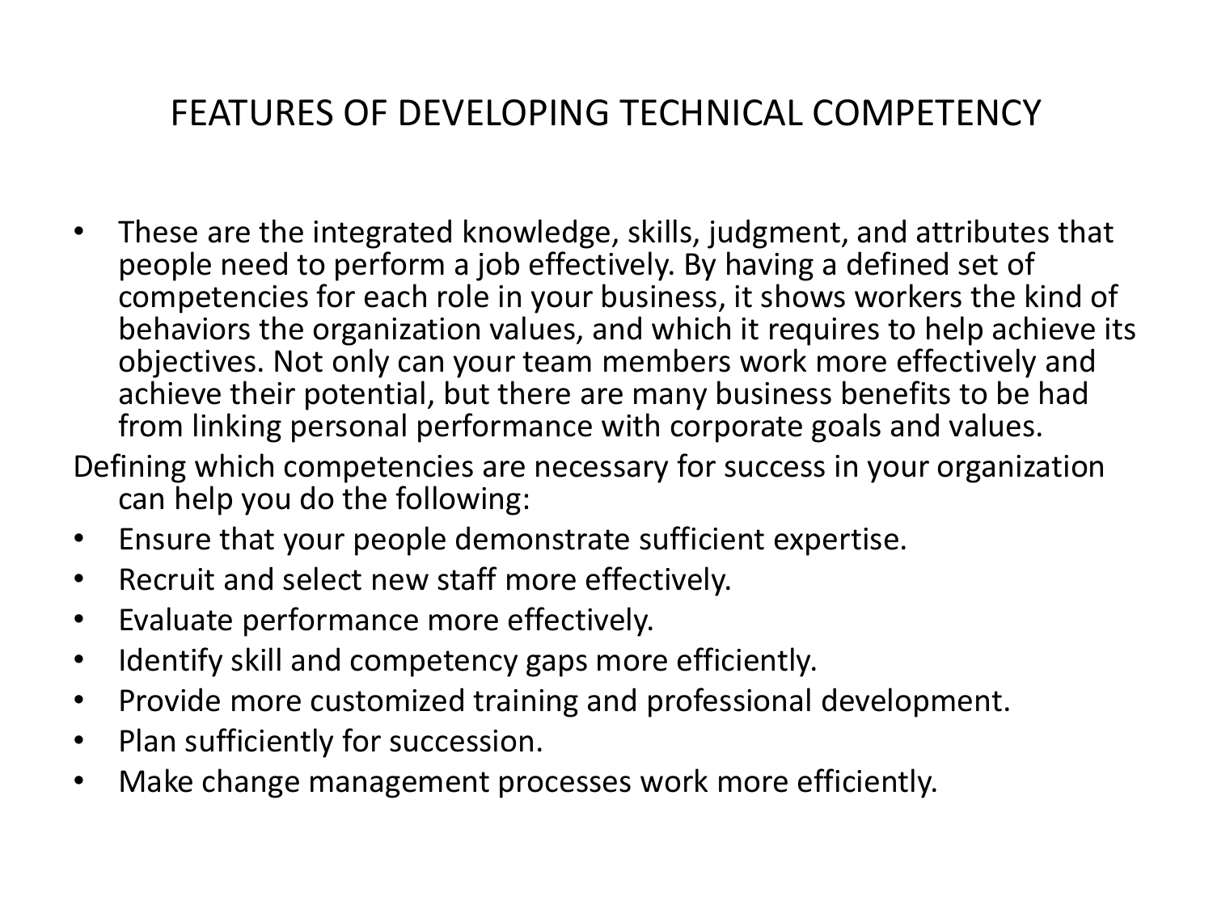# FEATURES OF DEVELOPING TECHNICAL COMPETENCY

- These are the integrated knowledge, skills, judgment, and attributes that people need to perform a job effectively. By having a defined set of competencies for each role in your business, it shows workers the kind of behaviors the organization values, and which it requires to help achieve its objectives. Not only can your team members work more effectively and achieve their potential, but there are many business benefits to be had from linking personal performance with corporate goals and values.

Defining which competencies are necessary for success in your organization can help you do the following:

- Ensure that your people demonstrate sufficient expertise.
- Recruit and select new staff more effectively.
- Evaluate performance more effectively.
- Identify skill and competency gaps more efficiently.
- Provide more customized training and professional development.
- Plan sufficiently for succession.
- Make change management processes work more efficiently.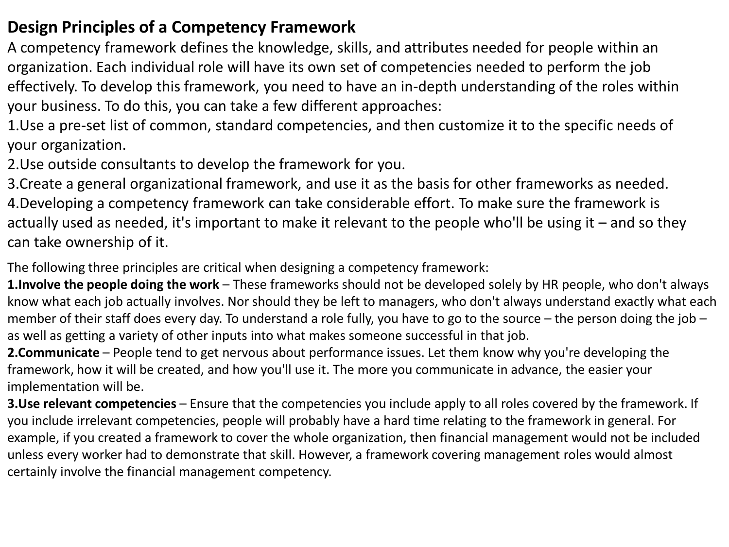## Design Principles of a Competency Framework

A competency framework defines the knowledge, skills, and attributes needed for people within an organization. Each individual role will have its own set of competencies needed to perform the job effectively. To develop this framework, you need to have an in-depth understanding of the roles within your business. To do this, you can take a few different approaches:

1. Use a pre-set list of common, standard competencies, and then customize it to the specific needs of your organization.
2. Use outside consultants to develop the framework for you.
3. Create a general organizational framework, and use it as the basis for other frameworks as needed.
4. Developing a competency framework can take considerable effort. To make sure the framework is actually used as needed, it's important to make it relevant to the people who'll be using it – and so they can take ownership of it.

The following three principles are critical when designing a competency framework:

1. **Involve the people doing the work** – These frameworks should not be developed solely by HR people, who don't always know what each job actually involves. Nor should they be left to managers, who don't always understand exactly what each member of their staff does every day. To understand a role fully, you have to go to the source – the person doing the job – as well as getting a variety of other inputs into what makes someone successful in that job.
2. **Communicate** – People tend to get nervous about performance issues. Let them know why you're developing the framework, how it will be created, and how you'll use it. The more you communicate in advance, the easier your implementation will be.
3. **Use relevant competencies** – Ensure that the competencies you include apply to all roles covered by the framework. If you include irrelevant competencies, people will probably have a hard time relating to the framework in general. For example, if you created a framework to cover the whole organization, then financial management would not be included unless every worker had to demonstrate that skill. However, a framework covering management roles would almost certainly involve the financial management competency.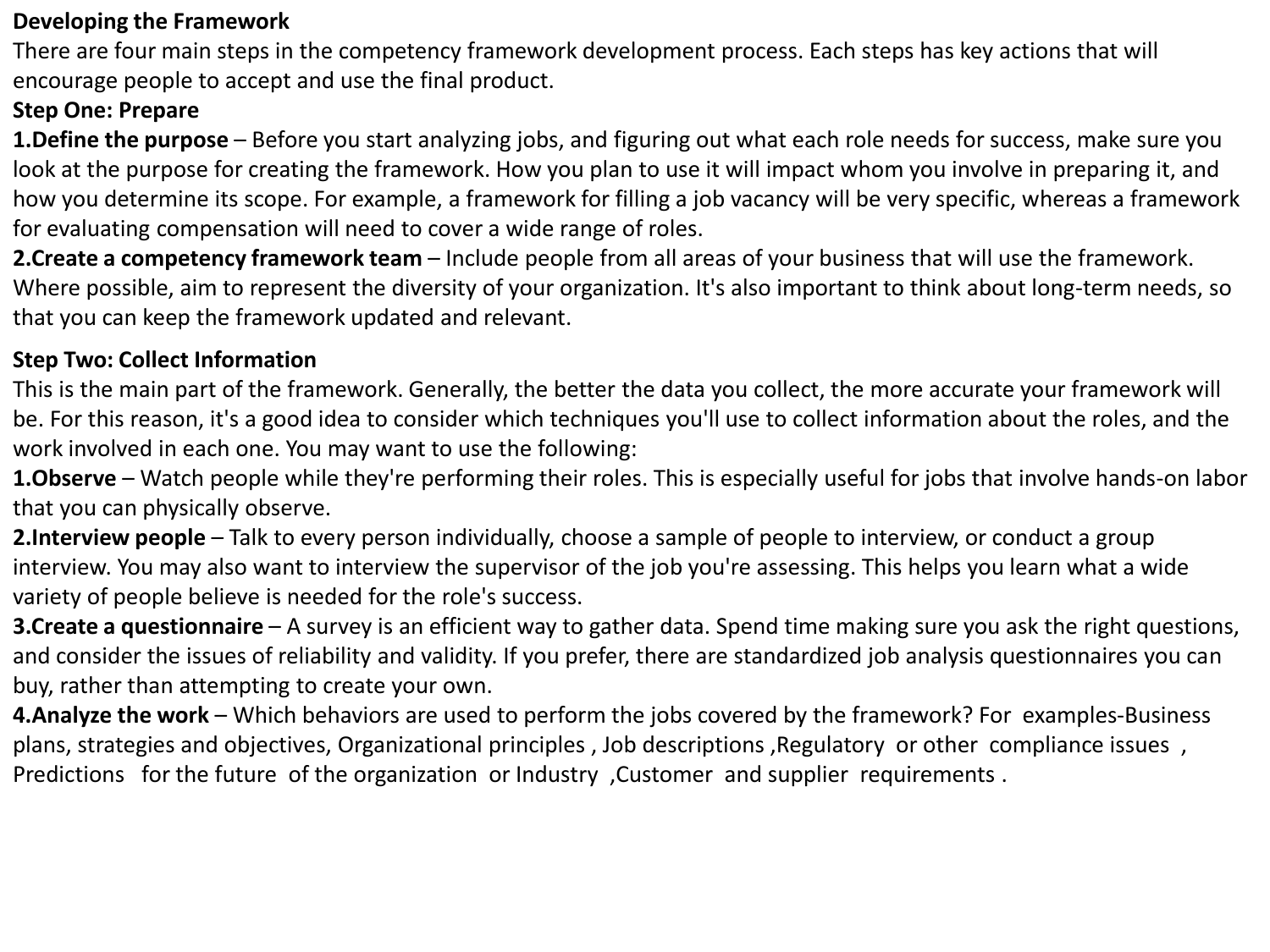**Developing the Framework**

There are four main steps in the competency framework development process. Each steps has key actions that will encourage people to accept and use the final product.

**Step One: Prepare**

1. **Define the purpose** – Before you start analyzing jobs, and figuring out what each role needs for success, make sure you look at the purpose for creating the framework. How you plan to use it will impact whom you involve in preparing it, and how you determine its scope. For example, a framework for filling a job vacancy will be very specific, whereas a framework for evaluating compensation will need to cover a wide range of roles.
2. **Create a competency framework team** – Include people from all areas of your business that will use the framework. Where possible, aim to represent the diversity of your organization. It's also important to think about long-term needs, so that you can keep the framework updated and relevant.

**Step Two: Collect Information**

This is the main part of the framework. Generally, the better the data you collect, the more accurate your framework will be. For this reason, it's a good idea to consider which techniques you'll use to collect information about the roles, and the work involved in each one. You may want to use the following:

1. **Observe** – Watch people while they're performing their roles. This is especially useful for jobs that involve hands-on labor that you can physically observe.
2. **Interview people** – Talk to every person individually, choose a sample of people to interview, or conduct a group interview. You may also want to interview the supervisor of the job you're assessing. This helps you learn what a wide variety of people believe is needed for the role's success.
3. **Create a questionnaire** – A survey is an efficient way to gather data. Spend time making sure you ask the right questions, and consider the issues of reliability and validity. If you prefer, there are standardized job analysis questionnaires you can buy, rather than attempting to create your own.
4. **Analyze the work** – Which behaviors are used to perform the jobs covered by the framework? For examples-Business plans, strategies and objectives, Organizational principles , Job descriptions ,Regulatory or other compliance issues , Predictions for the future of the organization or Industry ,Customer and supplier requirements .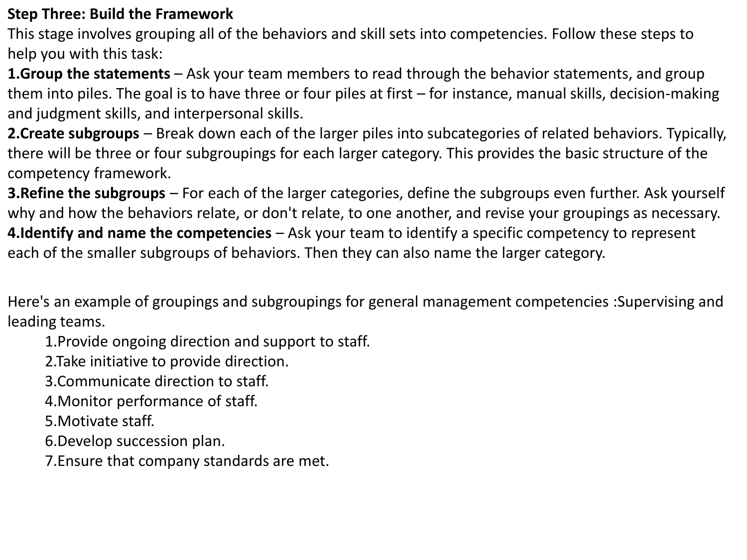**Step Three: Build the Framework**

This stage involves grouping all of the behaviors and skill sets into competencies. Follow these steps to help you with this task:

1. **Group the statements** – Ask your team members to read through the behavior statements, and group them into piles. The goal is to have three or four piles at first – for instance, manual skills, decision-making and judgment skills, and interpersonal skills.
2. **Create subgroups** – Break down each of the larger piles into subcategories of related behaviors. Typically, there will be three or four subgroupings for each larger category. This provides the basic structure of the competency framework.
3. **Refine the subgroups** – For each of the larger categories, define the subgroups even further. Ask yourself why and how the behaviors relate, or don't relate, to one another, and revise your groupings as necessary.
4. **Identify and name the competencies** – Ask your team to identify a specific competency to represent each of the smaller subgroups of behaviors. Then they can also name the larger category.

Here's an example of groupings and subgroupings for general management competencies :Supervising and leading teams.

1. Provide ongoing direction and support to staff.
2. Take initiative to provide direction.
3. Communicate direction to staff.
4. Monitor performance of staff.
5. Motivate staff.
6. Develop succession plan.
7. Ensure that company standards are met.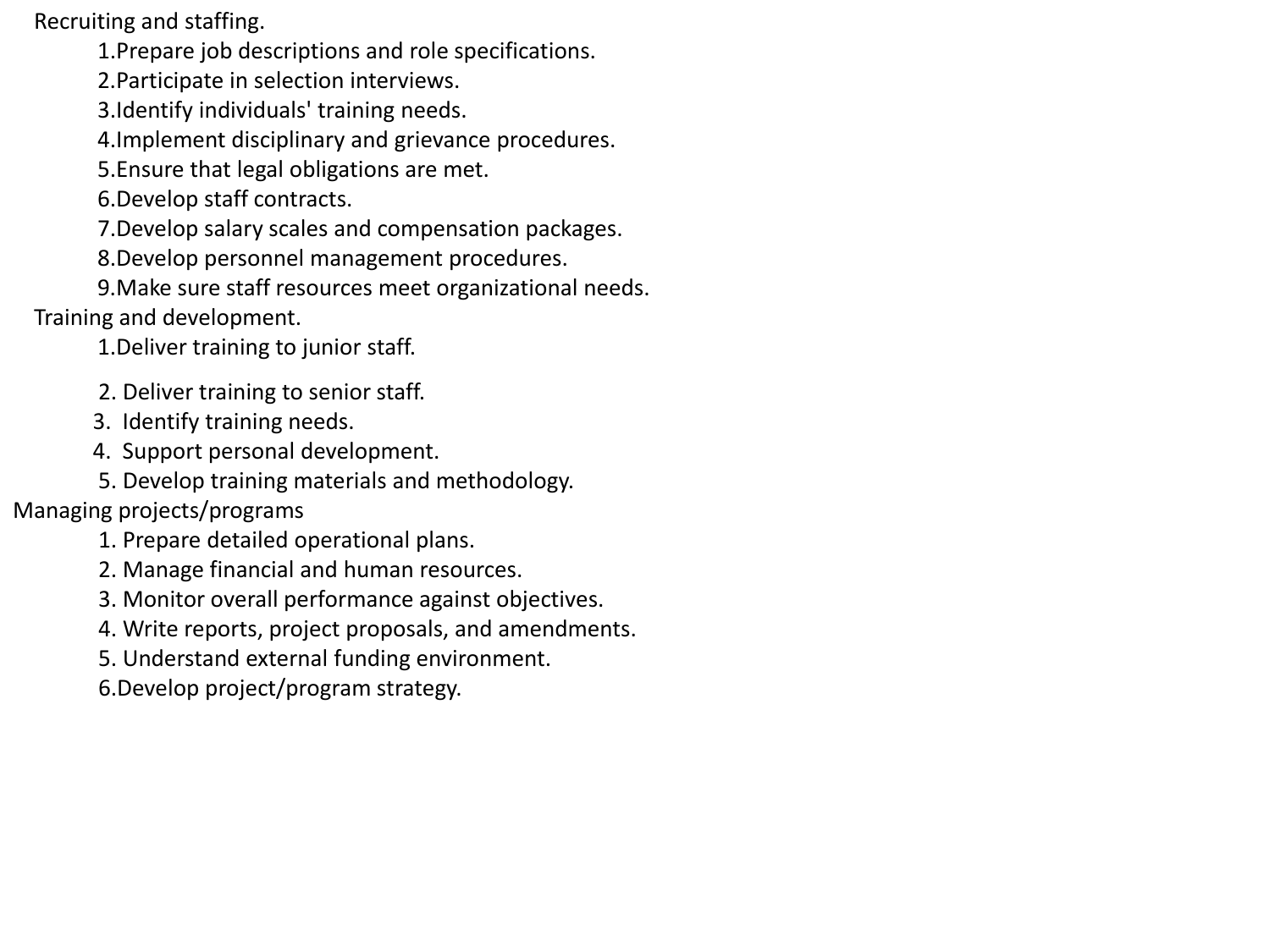Recruiting and staffing.

1. Prepare job descriptions and role specifications.
2. Participate in selection interviews.
3. Identify individuals' training needs.
4. Implement disciplinary and grievance procedures.
5. Ensure that legal obligations are met.
6. Develop staff contracts.
7. Develop salary scales and compensation packages.
8. Develop personnel management procedures.
9. Make sure staff resources meet organizational needs.

Training and development.

1. Deliver training to junior staff.
2. Deliver training to senior staff.
3. Identify training needs.
4. Support personal development.
5. Develop training materials and methodology.

Managing projects/programs

1. Prepare detailed operational plans.
2. Manage financial and human resources.
3. Monitor overall performance against objectives.
4. Write reports, project proposals, and amendments.
5. Understand external funding environment.
6. Develop project/program strategy.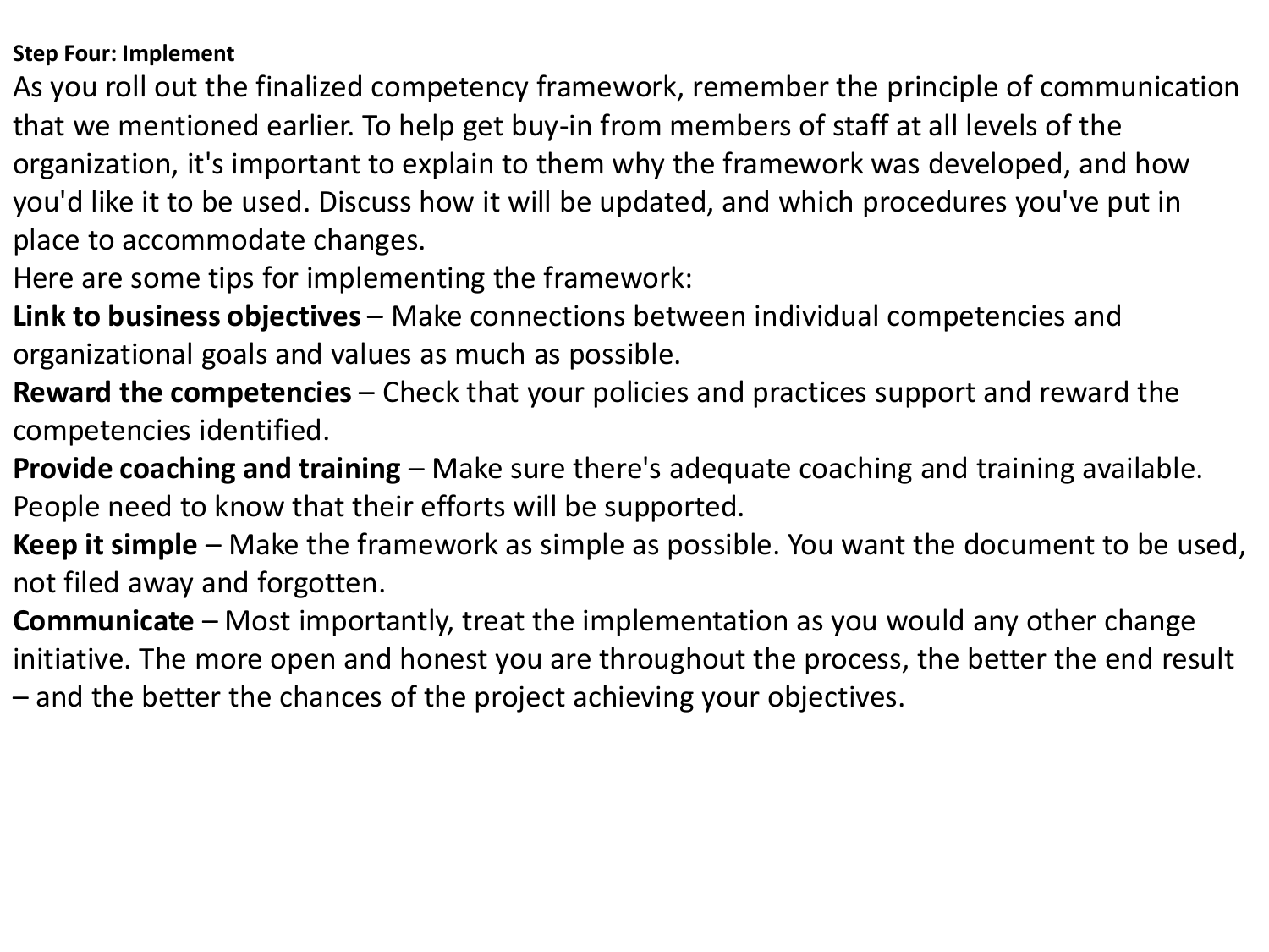**Step Four: Implement**

As you roll out the finalized competency framework, remember the principle of communication that we mentioned earlier. To help get buy-in from members of staff at all levels of the organization, it's important to explain to them why the framework was developed, and how you'd like it to be used. Discuss how it will be updated, and which procedures you've put in place to accommodate changes.

Here are some tips for implementing the framework:

**Link to business objectives** – Make connections between individual competencies and organizational goals and values as much as possible.

**Reward the competencies** – Check that your policies and practices support and reward the competencies identified.

**Provide coaching and training** – Make sure there's adequate coaching and training available. People need to know that their efforts will be supported.

**Keep it simple** – Make the framework as simple as possible. You want the document to be used, not filed away and forgotten.

**Communicate** – Most importantly, treat the implementation as you would any other change initiative. The more open and honest you are throughout the process, the better the end result – and the better the chances of the project achieving your objectives.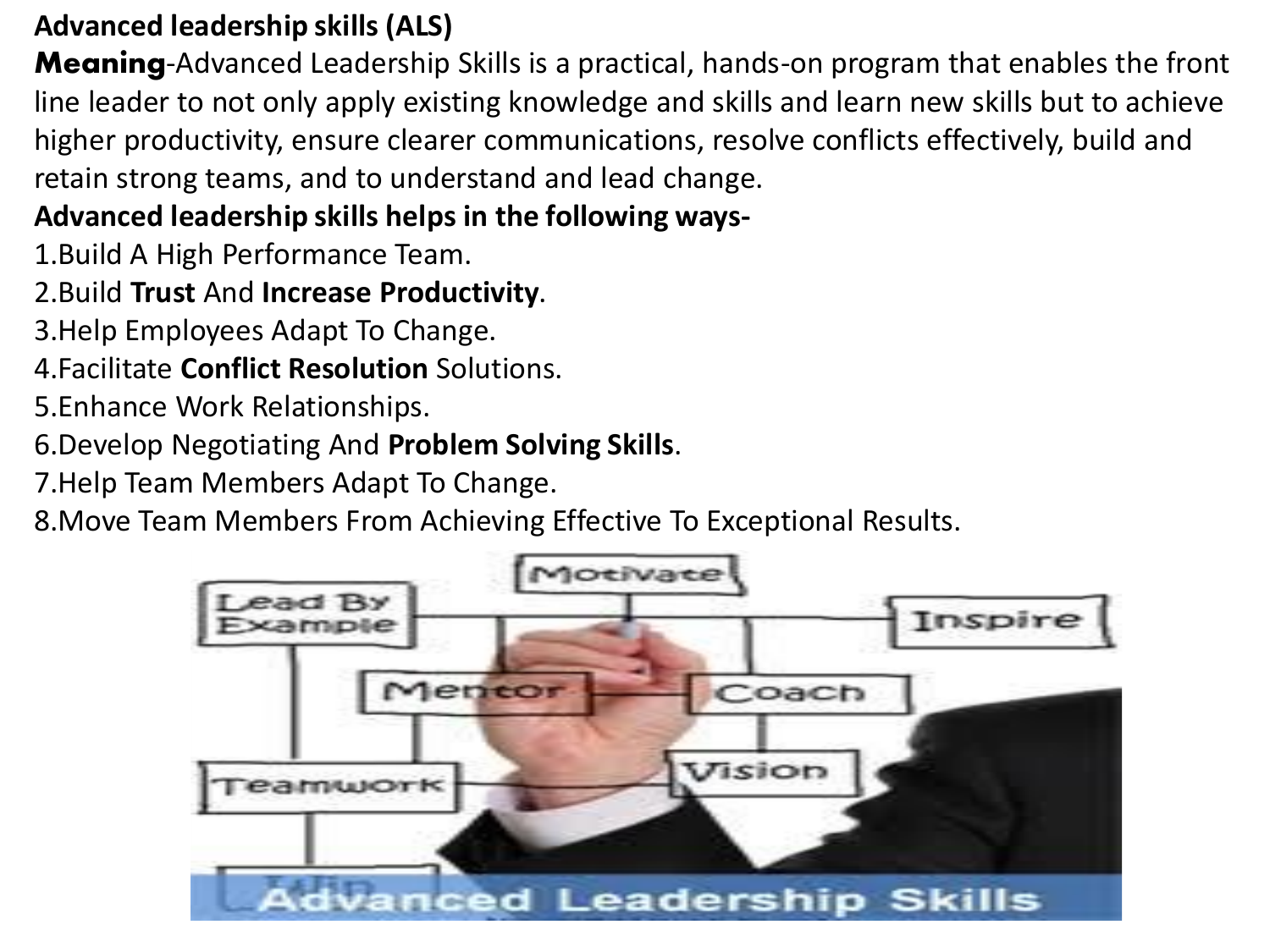**Advanced leadership skills (ALS)**

**Meaning**-Advanced Leadership Skills is a practical, hands-on program that enables the front line leader to not only apply existing knowledge and skills and learn new skills but to achieve higher productivity, ensure clearer communications, resolve conflicts effectively, build and retain strong teams, and to understand and lead change.

**Advanced leadership skills helps in the following ways-**

1.Build A High Performance Team.

2.Build **Trust** And **Increase Productivity**.

3.Help Employees Adapt To Change.

4.Facilitate **Conflict Resolution** Solutions.

5.Enhance Work Relationships.

6.Develop Negotiating And **Problem Solving Skills**.

7.Help Team Members Adapt To Change.

8.Move Team Members From Achieving Effective To Exceptional Results.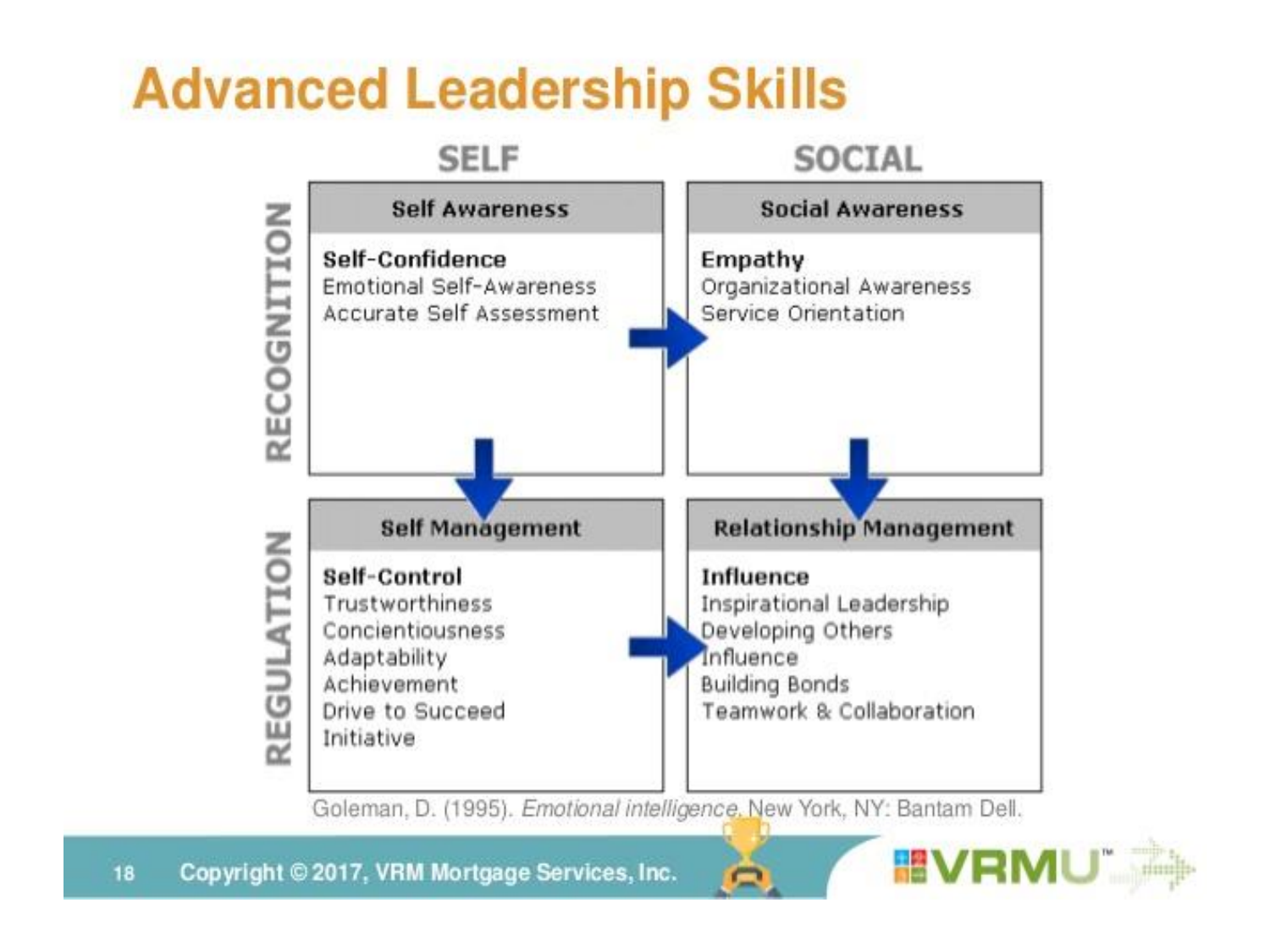# Advanced Leadership Skills

| | SELF | SOCIAL |
|---|---|---|
| **RECOGNITION** | **Self Awareness**<br>**Self-Confidence**<br>Emotional Self-Awareness<br>Accurate Self Assessment | **Social Awareness**<br>**Empathy**<br>Organizational Awareness<br>Service Orientation |
| **REGULATION** | **Self Management**<br>**Self-Control**<br>Trustworthiness<br>Concientiousness<br>Adaptability<br>Achievement<br>Drive to Succeed<br>Initiative | **Relationship Management**<br>**Influence**<br>Inspirational Leadership<br>Developing Others<br>Influence<br>Building Bonds<br>Teamwork & Collaboration |

Goleman, D. (1995). *Emotional intelligence.* New York, NY: Bantam Dell.

Copyright © 2017, VRM Mortgage Services, Inc.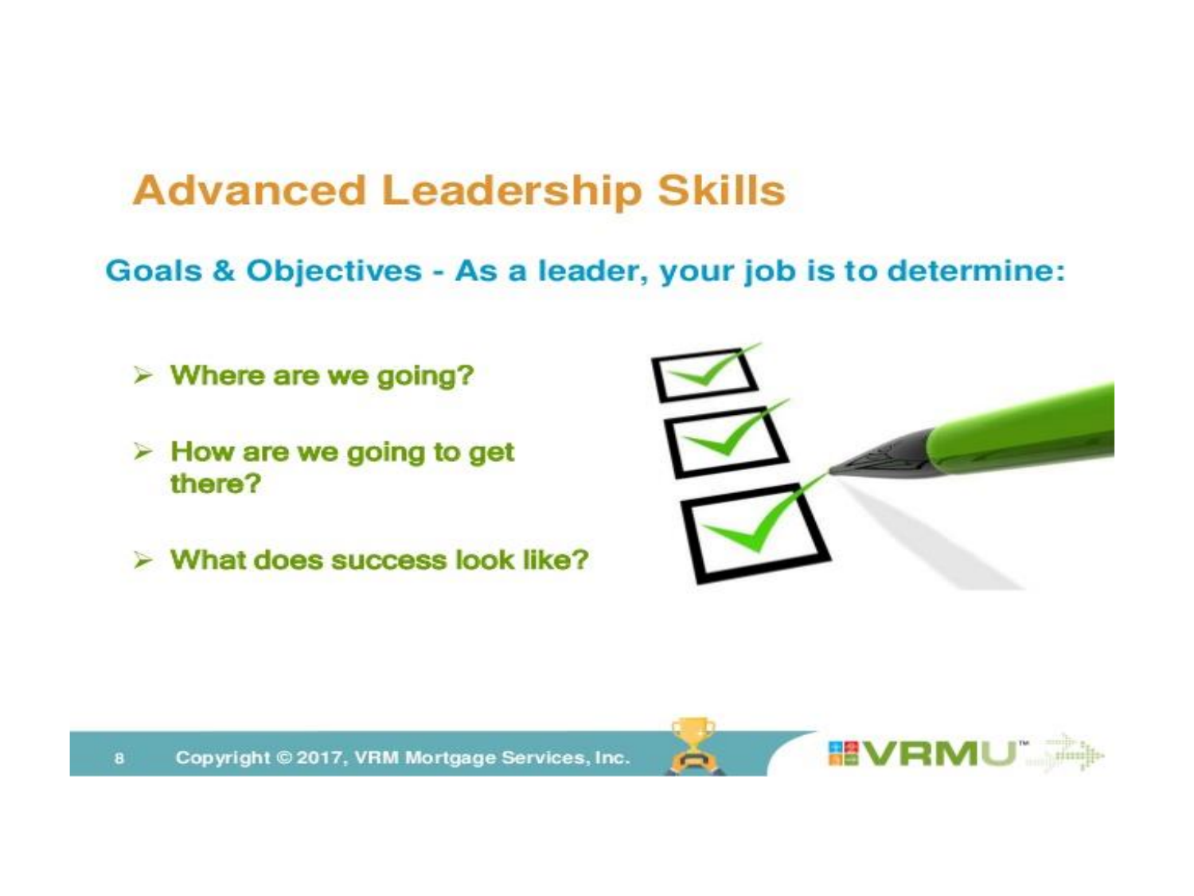# Advanced Leadership Skills

## Goals & Objectives - As a leader, your job is to determine:

- Where are we going?
- How are we going to get there?
- What does success look like?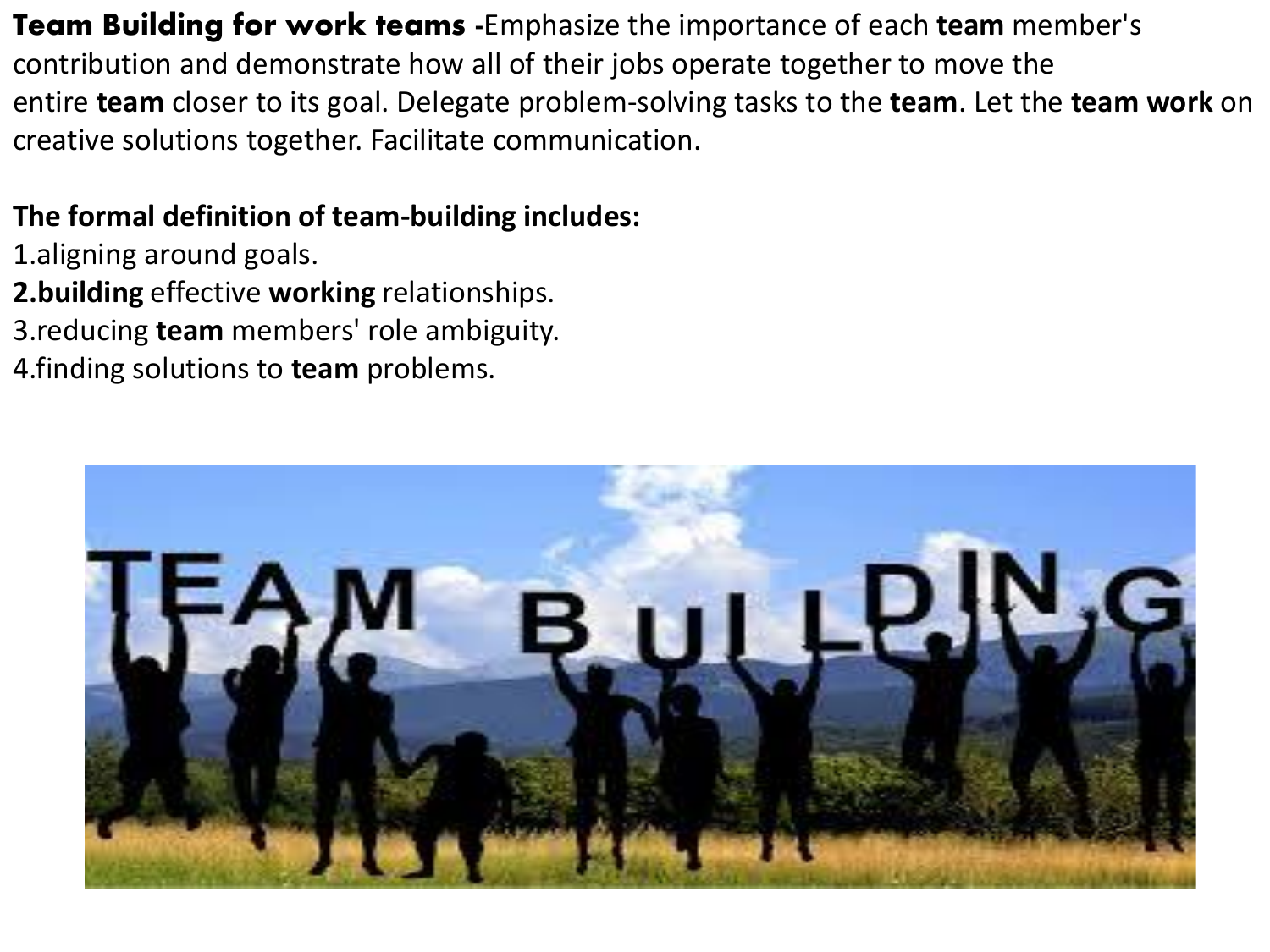**Team Building for work teams -**Emphasize the importance of each **team** member's contribution and demonstrate how all of their jobs operate together to move the entire **team** closer to its goal. Delegate problem-solving tasks to the **team**. Let the **team work** on creative solutions together. Facilitate communication.

**The formal definition of team-building includes:**

1.aligning around goals.
**2.building** effective **working** relationships.
3.reducing **team** members' role ambiguity.
4.finding solutions to **team** problems.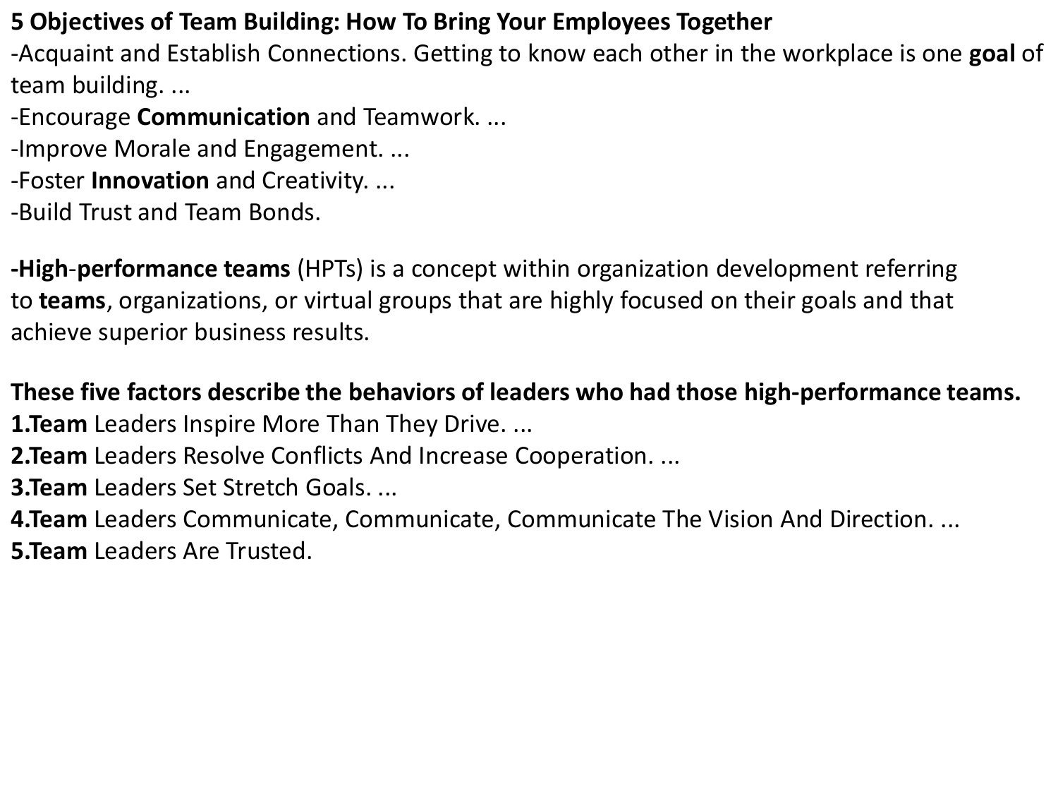**5 Objectives of Team Building: How To Bring Your Employees Together**

-Acquaint and Establish Connections. Getting to know each other in the workplace is one **goal** of team building. ...

-Encourage **Communication** and Teamwork. ...

-Improve Morale and Engagement. ...

-Foster **Innovation** and Creativity. ...

-Build Trust and Team Bonds.

**-High-performance teams** (HPTs) is a concept within organization development referring to **teams**, organizations, or virtual groups that are highly focused on their goals and that achieve superior business results.

**These five factors describe the behaviors of leaders who had those high-performance teams.**

1. **Team** Leaders Inspire More Than They Drive. ...
2. **Team** Leaders Resolve Conflicts And Increase Cooperation. ...
3. **Team** Leaders Set Stretch Goals. ...
4. **Team** Leaders Communicate, Communicate, Communicate The Vision And Direction. ...
5. **Team** Leaders Are Trusted.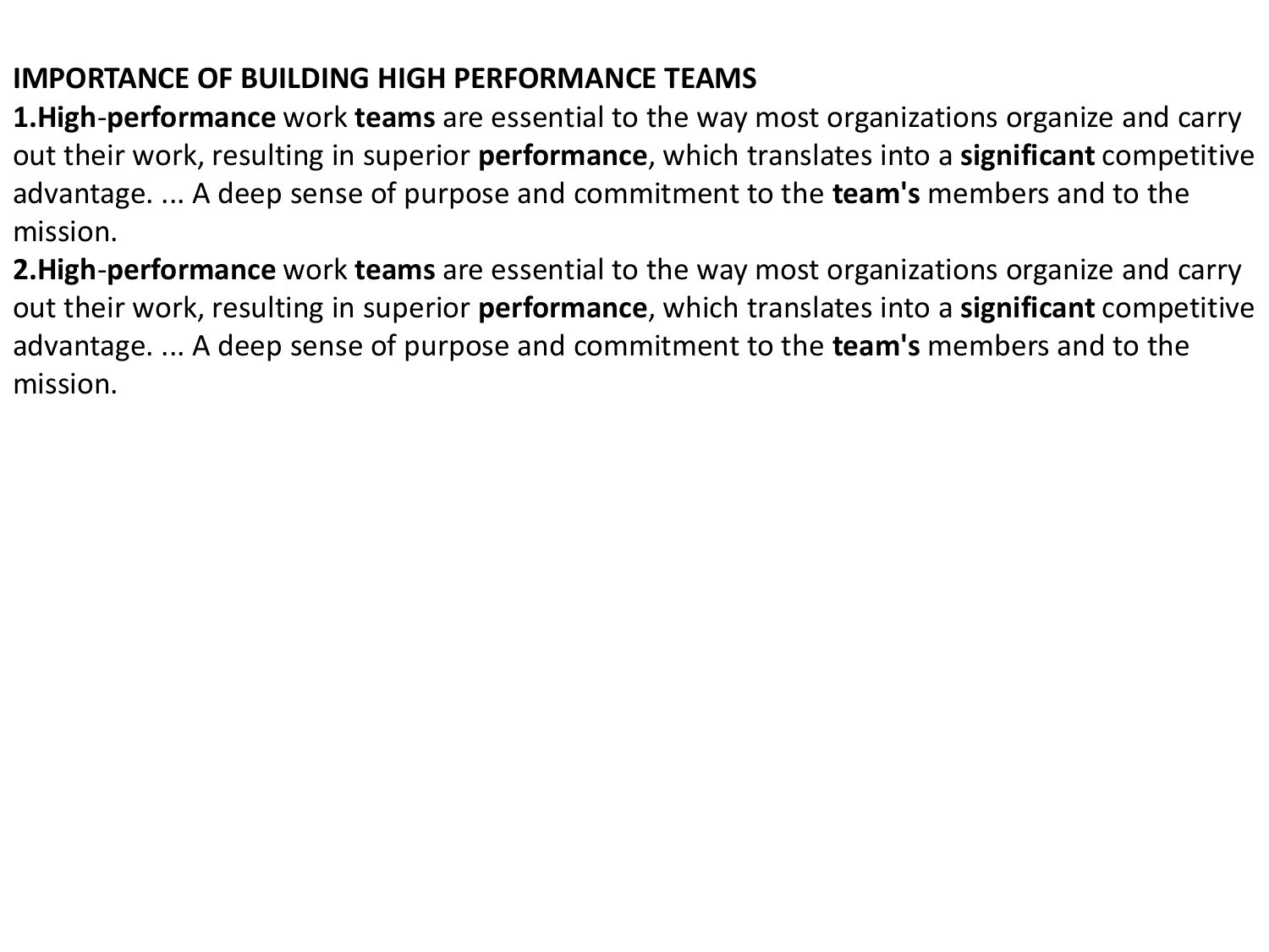**IMPORTANCE OF BUILDING HIGH PERFORMANCE TEAMS**

**1.High**-**performance** work **teams** are essential to the way most organizations organize and carry out their work, resulting in superior **performance**, which translates into a **significant** competitive advantage. ... A deep sense of purpose and commitment to the **team's** members and to the mission.

**2.High**-**performance** work **teams** are essential to the way most organizations organize and carry out their work, resulting in superior **performance**, which translates into a **significant** competitive advantage. ... A deep sense of purpose and commitment to the **team's** members and to the mission.